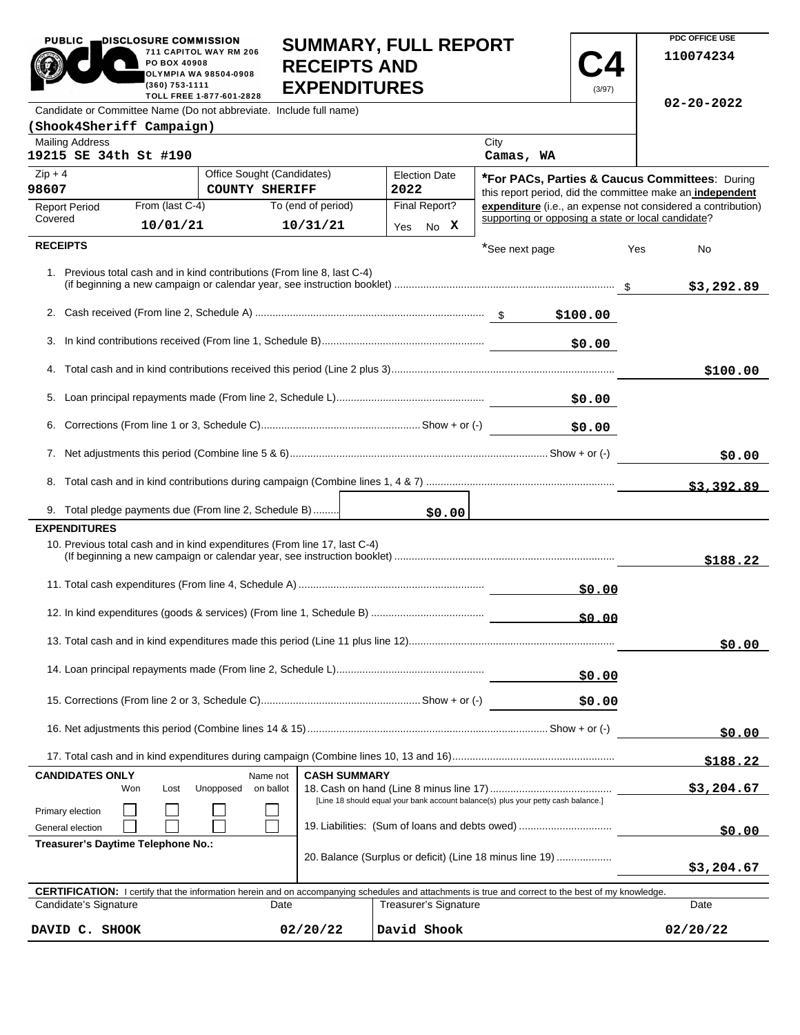PUBLIC DISCLOSURE COMMISSION
711 CAPITOL WAY RM 206
PO BOX 40908
OLYMPIA WA 98504-0908
(360) 753-1111
TOLL FREE 1-877-601-2828

# SUMMARY, FULL REPORT RECEIPTS AND EXPENDITURES

**C4** (3/97)

PDC OFFICE USE
110074234

02-20-2022

Candidate or Committee Name (Do not abbreviate. Include full name)
**(Shook4Sheriff Campaign)**

| Mailing Address | City |
|---|---|
| 19215 SE 34th St #190 | Camas, WA |

| Zip + 4 | Office Sought (Candidates) | Election Date |
|---|---|---|
| 98607 | COUNTY SHERIFF | 2022 |

| Report Period Covered | From (last C-4) | To (end of period) | Final Report? |
|---|---|---|---|
| | 10/01/21 | 10/31/21 | Yes No X |

***For PACs, Parties & Caucus Committees**: During this report period, did the committee make an **independent expenditure** (i.e., an expense not considered a contribution) supporting or opposing a state or local candidate?

*See next page Yes No

## RECEIPTS

| Line | Description | Amount | Total |
|---|---|---|---|
| 1. | Previous total cash and in kind contributions (From line 8, last C-4) (if beginning a new campaign or calendar year, see instruction booklet) | | $3,292.89 |
| 2. | Cash received (From line 2, Schedule A) | $100.00 | |
| 3. | In kind contributions received (From line 1, Schedule B) | $0.00 | |
| 4. | Total cash and in kind contributions received this period (Line 2 plus 3) | | $100.00 |
| 5. | Loan principal repayments made (From line 2, Schedule L) | $0.00 | |
| 6. | Corrections (From line 1 or 3, Schedule C) Show + or (-) | $0.00 | |
| 7. | Net adjustments this period (Combine line 5 & 6) Show + or (-) | | $0.00 |
| 8. | Total cash and in kind contributions during campaign (Combine lines 1, 4 & 7) | | $3,392.89 |
| 9. | Total pledge payments due (From line 2, Schedule B) | $0.00 | |

## EXPENDITURES

| Line | Description | Amount | Total |
|---|---|---|---|
| 10. | Previous total cash and in kind expenditures (From line 17, last C-4) (If beginning a new campaign or calendar year, see instruction booklet) | | $188.22 |
| 11. | Total cash expenditures (From line 4, Schedule A) | $0.00 | |
| 12. | In kind expenditures (goods & services) (From line 1, Schedule B) | $0.00 | |
| 13. | Total cash and in kind expenditures made this period (Line 11 plus line 12) | | $0.00 |
| 14. | Loan principal repayments made (From line 2, Schedule L) | $0.00 | |
| 15. | Corrections (From line 2 or 3, Schedule C) Show + or (-) | $0.00 | |
| 16. | Net adjustments this period (Combine lines 14 & 15) Show + or (-) | | $0.00 |
| 17. | Total cash and in kind expenditures during campaign (Combine lines 10, 13 and 16) | | $188.22 |

**CANDIDATES ONLY**

| | Won | Lost | Unopposed | Name not on ballot |
|---|---|---|---|---|
| Primary election | ☐ | ☐ | ☐ | ☐ |
| General election | ☐ | ☐ | ☐ | ☐ |

**Treasurer's Daytime Telephone No.:**

**CASH SUMMARY**

| Line | Description | Amount |
|---|---|---|
| 18. | Cash on hand (Line 8 minus line 17) [Line 18 should equal your bank account balance(s) plus your petty cash balance.] | $3,204.67 |
| 19. | Liabilities: (Sum of loans and debts owed) | $0.00 |
| 20. | Balance (Surplus or deficit) (Line 18 minus line 19) | $3,204.67 |

**CERTIFICATION:** I certify that the information herein and on accompanying schedules and attachments is true and correct to the best of my knowledge.

| Candidate's Signature | Date | Treasurer's Signature | Date |
|---|---|---|---|
| DAVID C. SHOOK | 02/20/22 | David Shook | 02/20/22 |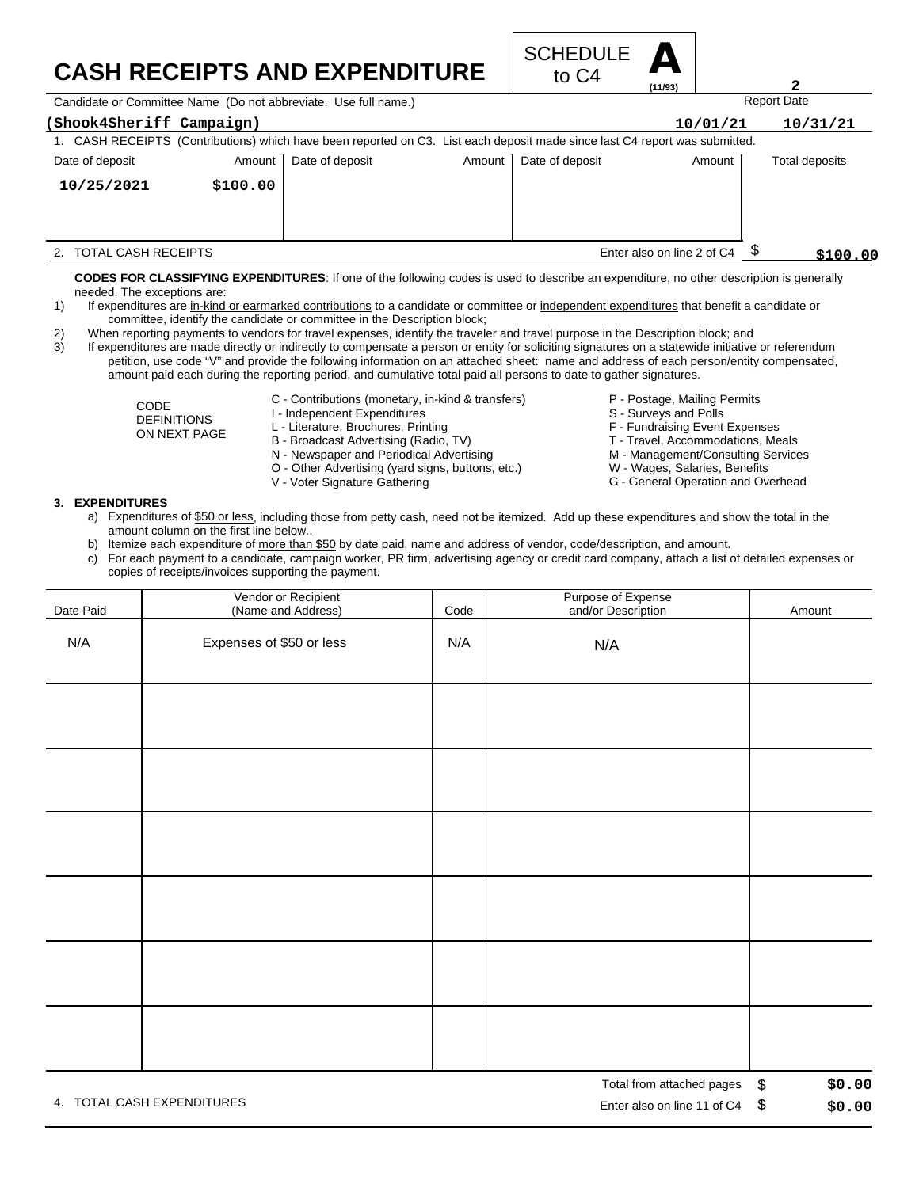# CASH RECEIPTS AND EXPENDITURE

SCHEDULE **A** to C4 (11/93)

**2**

Candidate or Committee Name (Do not abbreviate. Use full name.)

**(Shook4Sheriff Campaign)**

Report Date: **10/01/21** **10/31/21**

1. CASH RECEIPTS (Contributions) which have been reported on C3. List each deposit made since last C4 report was submitted.

| Date of deposit | Amount | Date of deposit | Amount | Date of deposit | Amount | Total deposits |
|---|---|---|---|---|---|---|
| 10/25/2021 | $100.00 | | | | | |

2. TOTAL CASH RECEIPTS — Enter also on line 2 of C4 $ **$100.00**

**CODES FOR CLASSIFYING EXPENDITURES**: If one of the following codes is used to describe an expenditure, no other description is generally needed. The exceptions are:

1) If expenditures are in-kind or earmarked contributions to a candidate or committee or independent expenditures that benefit a candidate or committee, identify the candidate or committee in the Description block;
2) When reporting payments to vendors for travel expenses, identify the traveler and travel purpose in the Description block; and
3) If expenditures are made directly or indirectly to compensate a person or entity for soliciting signatures on a statewide initiative or referendum petition, use code "V" and provide the following information on an attached sheet: name and address of each person/entity compensated, amount paid each during the reporting period, and cumulative total paid all persons to date to gather signatures.

CODE DEFINITIONS ON NEXT PAGE

- C - Contributions (monetary, in-kind & transfers)
- I - Independent Expenditures
- L - Literature, Brochures, Printing
- B - Broadcast Advertising (Radio, TV)
- N - Newspaper and Periodical Advertising
- O - Other Advertising (yard signs, buttons, etc.)
- V - Voter Signature Gathering
- P - Postage, Mailing Permits
- S - Surveys and Polls
- F - Fundraising Event Expenses
- T - Travel, Accommodations, Meals
- M - Management/Consulting Services
- W - Wages, Salaries, Benefits
- G - General Operation and Overhead

**3. EXPENDITURES**

a) Expenditures of $50 or less, including those from petty cash, need not be itemized. Add up these expenditures and show the total in the amount column on the first line below..
b) Itemize each expenditure of more than $50 by date paid, name and address of vendor, code/description, and amount.
c) For each payment to a candidate, campaign worker, PR firm, advertising agency or credit card company, attach a list of detailed expenses or copies of receipts/invoices supporting the payment.

| Date Paid | Vendor or Recipient (Name and Address) | Code | Purpose of Expense and/or Description | Amount |
|---|---|---|---|---|
| N/A | Expenses of $50 or less | N/A | N/A | |
| | | | | |
| | | | | |
| | | | | |
| | | | | |
| | | | | |
| | | | | |

Total from attached pages $ **$0.00**

4. TOTAL CASH EXPENDITURES — Enter also on line 11 of C4 $ **$0.00**